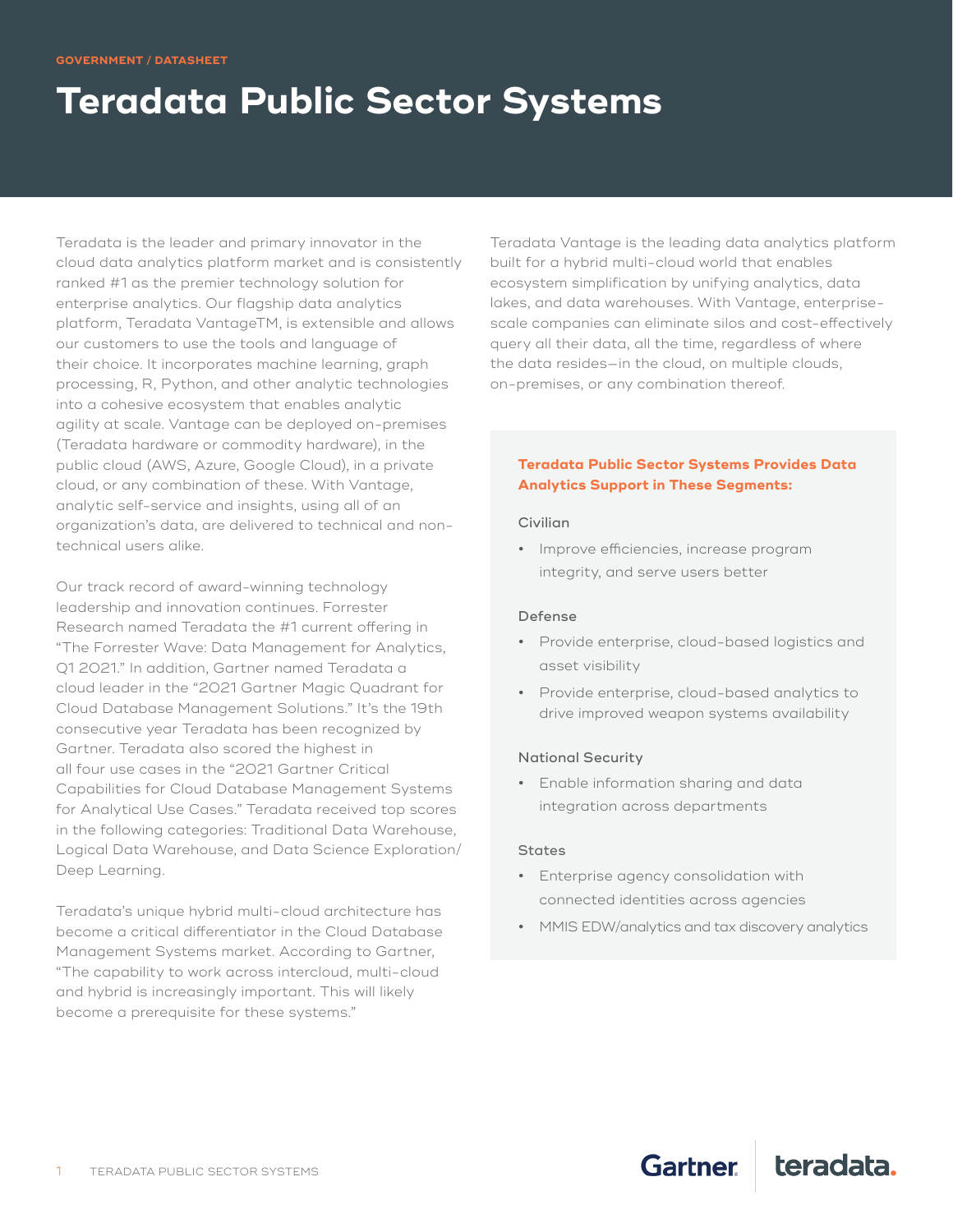GOVERNMENT / DATASHEET

# Teradata Public Sector Systems

Teradata is the leader and primary innovator in the cloud data analytics platform market and is consistently ranked #1 as the premier technology solution for enterprise analytics. Our flagship data analytics platform, Teradata VantageTM, is extensible and allows our customers to use the tools and language of their choice. It incorporates machine learning, graph processing, R, Python, and other analytic technologies into a cohesive ecosystem that enables analytic agility at scale. Vantage can be deployed on-premises (Teradata hardware or commodity hardware), in the public cloud (AWS, Azure, Google Cloud), in a private cloud, or any combination of these. With Vantage, analytic self-service and insights, using all of an organization's data, are delivered to technical and non-technical users alike.

Our track record of award-winning technology leadership and innovation continues. Forrester Research named Teradata the #1 current offering in "The Forrester Wave: Data Management for Analytics, Q1 2021." In addition, Gartner named Teradata a cloud leader in the "2021 Gartner Magic Quadrant for Cloud Database Management Solutions." It's the 19th consecutive year Teradata has been recognized by Gartner. Teradata also scored the highest in all four use cases in the "2021 Gartner Critical Capabilities for Cloud Database Management Systems for Analytical Use Cases." Teradata received top scores in the following categories: Traditional Data Warehouse, Logical Data Warehouse, and Data Science Exploration/Deep Learning.

Teradata's unique hybrid multi-cloud architecture has become a critical differentiator in the Cloud Database Management Systems market. According to Gartner, "The capability to work across intercloud, multi-cloud and hybrid is increasingly important. This will likely become a prerequisite for these systems."

Teradata Vantage is the leading data analytics platform built for a hybrid multi-cloud world that enables ecosystem simplification by unifying analytics, data lakes, and data warehouses. With Vantage, enterprise-scale companies can eliminate silos and cost-effectively query all their data, all the time, regardless of where the data resides—in the cloud, on multiple clouds, on-premises, or any combination thereof.

**Teradata Public Sector Systems Provides Data Analytics Support in These Segments:**

Civilian

- Improve efficiencies, increase program integrity, and serve users better

Defense

- Provide enterprise, cloud-based logistics and asset visibility
- Provide enterprise, cloud-based analytics to drive improved weapon systems availability

National Security

- Enable information sharing and data integration across departments

States

- Enterprise agency consolidation with connected identities across agencies
- MMIS EDW/analytics and tax discovery analytics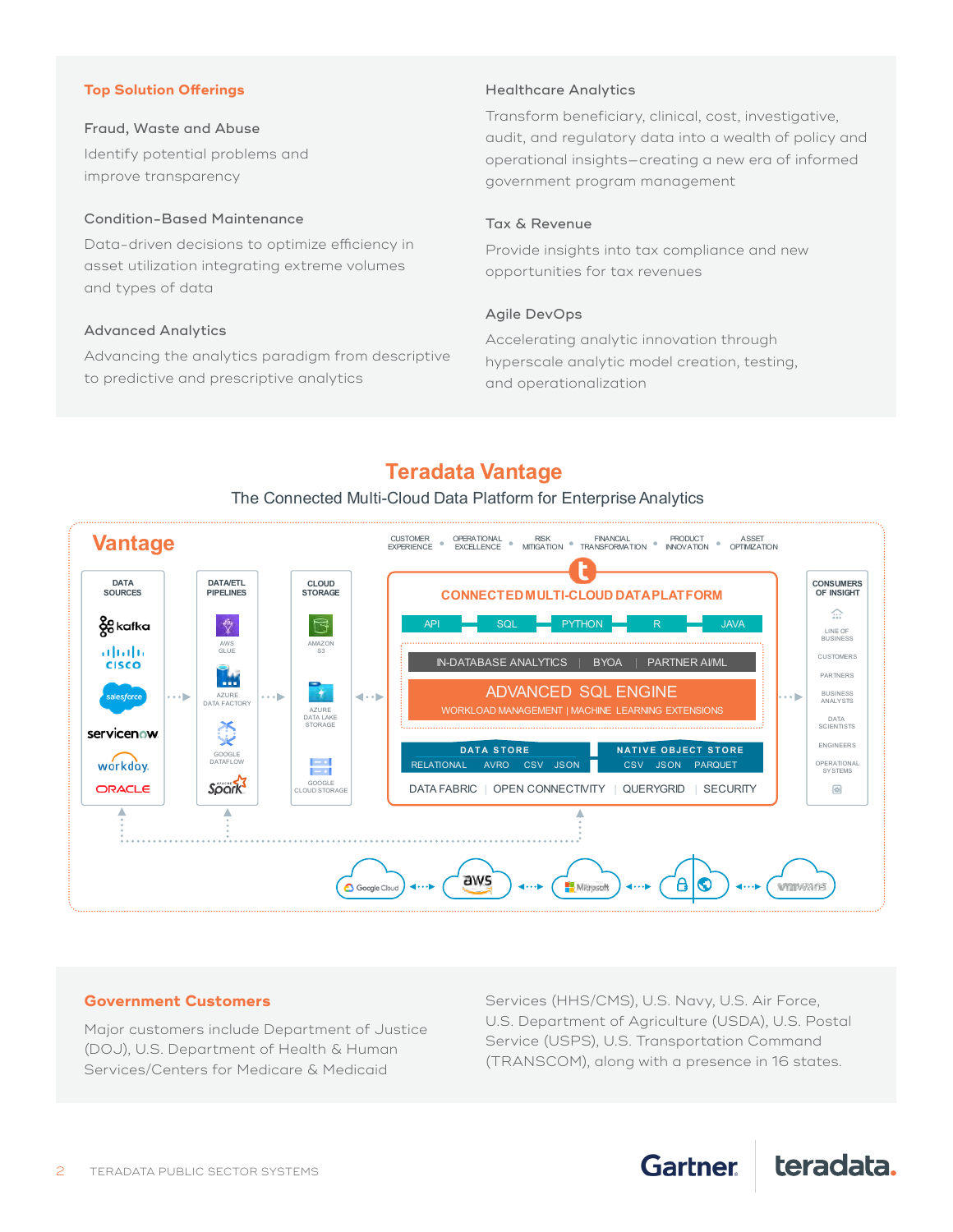## Top Solution Offerings

### Fraud, Waste and Abuse

Identify potential problems and improve transparency

### Condition-Based Maintenance

Data-driven decisions to optimize efficiency in asset utilization integrating extreme volumes and types of data

### Advanced Analytics

Advancing the analytics paradigm from descriptive to predictive and prescriptive analytics

### Healthcare Analytics

Transform beneficiary, clinical, cost, investigative, audit, and regulatory data into a wealth of policy and operational insights—creating a new era of informed government program management

### Tax & Revenue

Provide insights into tax compliance and new opportunities for tax revenues

### Agile DevOps

Accelerating analytic innovation through hyperscale analytic model creation, testing, and operationalization

## Teradata Vantage

The Connected Multi-Cloud Data Platform for Enterprise Analytics

**Vantage**

CUSTOMER EXPERIENCE • OPERATIONAL EXCELLENCE • RISK MITIGATION • FINANCIAL TRANSFORMATION • PRODUCT INNOVATION • ASSET OPTIMIZATION

**DATA SOURCES:** kafka, cisco, salesforce, servicenow, workday, ORACLE

**DATA/ETL PIPELINES:** AWS GLUE, AZURE DATA FACTORY, GOOGLE DATAFLOW, Spark

**CLOUD STORAGE:** AMAZON S3, AZURE DATA LAKE STORAGE, GOOGLE CLOUD STORAGE

**CONNECTED MULTI-CLOUD DATA PLATFORM**

API | SQL | PYTHON | R | JAVA

IN-DATABASE ANALYTICS | BYOA | PARTNER AI/ML

ADVANCED SQL ENGINE

WORKLOAD MANAGEMENT | MACHINE LEARNING EXTENSIONS

DATA STORE: RELATIONAL AVRO CSV JSON

NATIVE OBJECT STORE: CSV JSON PARQUET

DATA FABRIC | OPEN CONNECTIVITY | QUERYGRID | SECURITY

**CONSUMERS OF INSIGHT:** LINE OF BUSINESS, CUSTOMERS, PARTNERS, BUSINESS ANALYSTS, DATA SCIENTISTS, ENGINEERS, OPERATIONAL SYSTEMS

Google Cloud ↔ aws ↔ Microsoft ↔ (private cloud) ↔ vmware

## Government Customers

Major customers include Department of Justice (DOJ), U.S. Department of Health & Human Services/Centers for Medicare & Medicaid Services (HHS/CMS), U.S. Navy, U.S. Air Force, U.S. Department of Agriculture (USDA), U.S. Postal Service (USPS), U.S. Transportation Command (TRANSCOM), along with a presence in 16 states.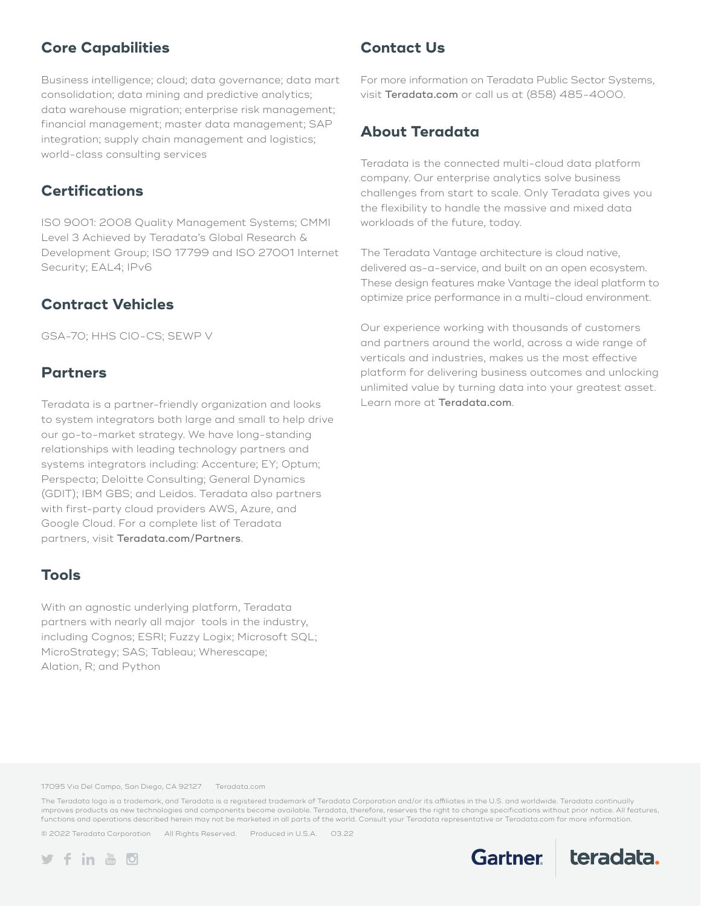## Core Capabilities

Business intelligence; cloud; data governance; data mart consolidation; data mining and predictive analytics; data warehouse migration; enterprise risk management; financial management; master data management; SAP integration; supply chain management and logistics; world-class consulting services

## Certifications

ISO 9001: 2008 Quality Management Systems; CMMI Level 3 Achieved by Teradata's Global Research & Development Group; ISO 17799 and ISO 27001 Internet Security; EAL4; IPv6

## Contract Vehicles

GSA-70; HHS CIO-CS; SEWP V

## Partners

Teradata is a partner-friendly organization and looks to system integrators both large and small to help drive our go-to-market strategy. We have long-standing relationships with leading technology partners and systems integrators including: Accenture; EY; Optum; Perspecta; Deloitte Consulting; General Dynamics (GDIT); IBM GBS; and Leidos. Teradata also partners with first-party cloud providers AWS, Azure, and Google Cloud. For a complete list of Teradata partners, visit Teradata.com/Partners.

## Tools

With an agnostic underlying platform, Teradata partners with nearly all major tools in the industry, including Cognos; ESRI; Fuzzy Logix; Microsoft SQL; MicroStrategy; SAS; Tableau; Wherescape; Alation, R; and Python

## Contact Us

For more information on Teradata Public Sector Systems, visit Teradata.com or call us at (858) 485-4000.

## About Teradata

Teradata is the connected multi-cloud data platform company. Our enterprise analytics solve business challenges from start to scale. Only Teradata gives you the flexibility to handle the massive and mixed data workloads of the future, today.

The Teradata Vantage architecture is cloud native, delivered as-a-service, and built on an open ecosystem. These design features make Vantage the ideal platform to optimize price performance in a multi-cloud environment.

Our experience working with thousands of customers and partners around the world, across a wide range of verticals and industries, makes us the most effective platform for delivering business outcomes and unlocking unlimited value by turning data into your greatest asset. Learn more at Teradata.com.

17095 Via Del Campo, San Diego, CA 92127 Teradata.com

The Teradata logo is a trademark, and Teradata is a registered trademark of Teradata Corporation and/or its affiliates in the U.S. and worldwide. Teradata continually improves products as new technologies and components become available. Teradata, therefore, reserves the right to change specifications without prior notice. All features, functions and operations described herein may not be marketed in all parts of the world. Consult your Teradata representative or Teradata.com for more information.

© 2022 Teradata Corporation All Rights Reserved. Produced in U.S.A. 03.22

Gartner teradata.